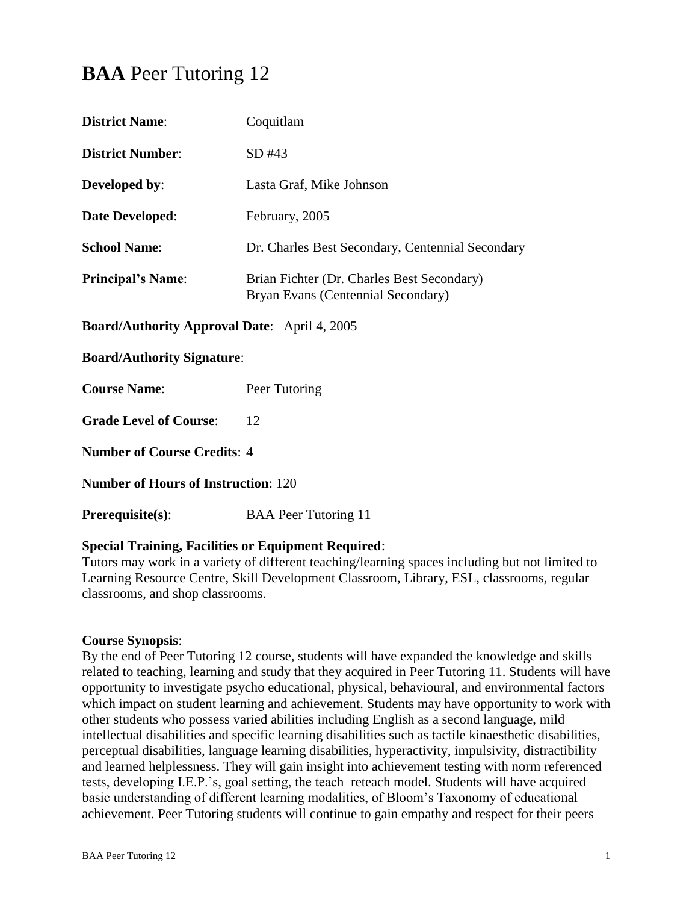# **BAA** Peer Tutoring 12

**District Name**: Coquitlam

**District Number**: SD #43

**Developed by**: Lasta Graf, Mike Johnson

**Date Developed**: February, 2005

**School Name**: Dr. Charles Best Secondary, Centennial Secondary

**Principal's Name**: Brian Fichter (Dr. Charles Best Secondary)
Bryan Evans (Centennial Secondary)

**Board/Authority Approval Date**: April 4, 2005

**Board/Authority Signature**:

**Course Name**: Peer Tutoring

**Grade Level of Course**: 12

**Number of Course Credits**: 4

**Number of Hours of Instruction**: 120

**Prerequisite(s)**: BAA Peer Tutoring 11

**Special Training, Facilities or Equipment Required**:
Tutors may work in a variety of different teaching/learning spaces including but not limited to Learning Resource Centre, Skill Development Classroom, Library, ESL, classrooms, regular classrooms, and shop classrooms.

**Course Synopsis**:
By the end of Peer Tutoring 12 course, students will have expanded the knowledge and skills related to teaching, learning and study that they acquired in Peer Tutoring 11. Students will have opportunity to investigate psycho educational, physical, behavioural, and environmental factors which impact on student learning and achievement. Students may have opportunity to work with other students who possess varied abilities including English as a second language, mild intellectual disabilities and specific learning disabilities such as tactile kinaesthetic disabilities, perceptual disabilities, language learning disabilities, hyperactivity, impulsivity, distractibility and learned helplessness. They will gain insight into achievement testing with norm referenced tests, developing I.E.P.'s, goal setting, the teach–reteach model. Students will have acquired basic understanding of different learning modalities, of Bloom's Taxonomy of educational achievement. Peer Tutoring students will continue to gain empathy and respect for their peers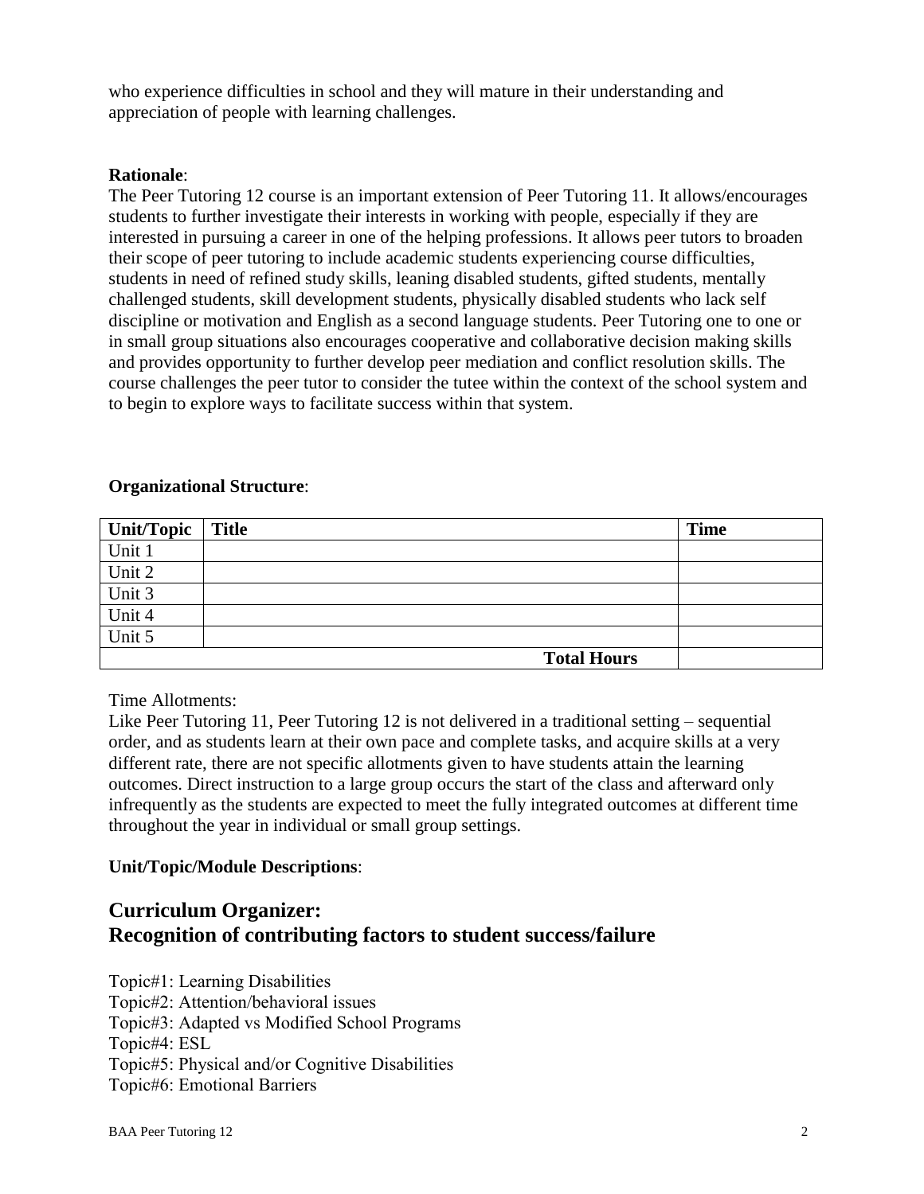who experience difficulties in school and they will mature in their understanding and appreciation of people with learning challenges.

**Rationale**:
The Peer Tutoring 12 course is an important extension of Peer Tutoring 11. It allows/encourages students to further investigate their interests in working with people, especially if they are interested in pursuing a career in one of the helping professions. It allows peer tutors to broaden their scope of peer tutoring to include academic students experiencing course difficulties, students in need of refined study skills, leaning disabled students, gifted students, mentally challenged students, skill development students, physically disabled students who lack self discipline or motivation and English as a second language students. Peer Tutoring one to one or in small group situations also encourages cooperative and collaborative decision making skills and provides opportunity to further develop peer mediation and conflict resolution skills. The course challenges the peer tutor to consider the tutee within the context of the school system and to begin to explore ways to facilitate success within that system.

**Organizational Structure**:

| Unit/Topic | Title | Time |
|---|---|---|
| Unit 1 | | |
| Unit 2 | | |
| Unit 3 | | |
| Unit 4 | | |
| Unit 5 | | |
| | **Total Hours** | |

Time Allotments:
Like Peer Tutoring 11, Peer Tutoring 12 is not delivered in a traditional setting – sequential order, and as students learn at their own pace and complete tasks, and acquire skills at a very different rate, there are not specific allotments given to have students attain the learning outcomes. Direct instruction to a large group occurs the start of the class and afterward only infrequently as the students are expected to meet the fully integrated outcomes at different time throughout the year in individual or small group settings.

**Unit/Topic/Module Descriptions**:

## Curriculum Organizer: Recognition of contributing factors to student success/failure

Topic#1: Learning Disabilities
Topic#2: Attention/behavioral issues
Topic#3: Adapted vs Modified School Programs
Topic#4: ESL
Topic#5: Physical and/or Cognitive Disabilities
Topic#6: Emotional Barriers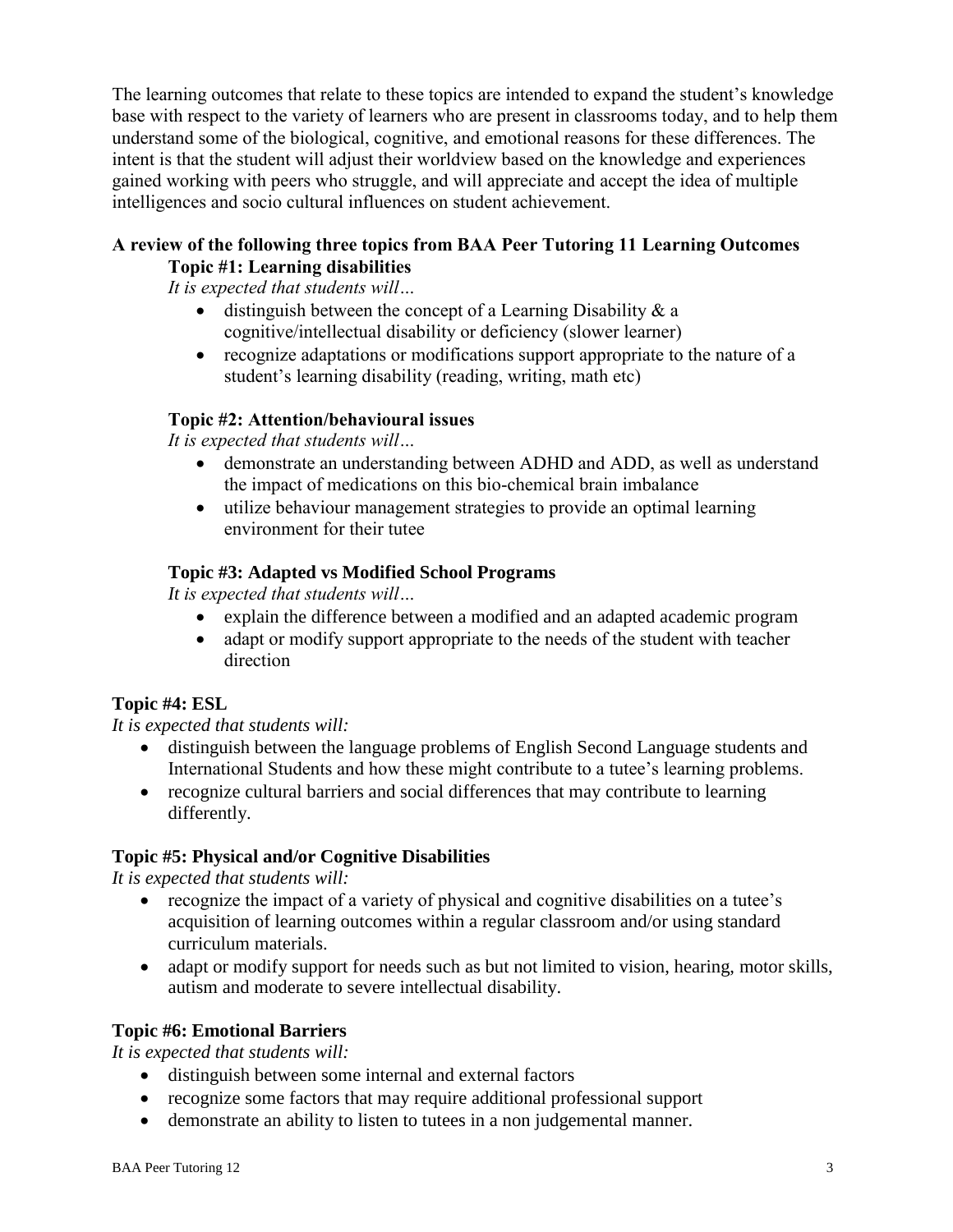The learning outcomes that relate to these topics are intended to expand the student's knowledge base with respect to the variety of learners who are present in classrooms today, and to help them understand some of the biological, cognitive, and emotional reasons for these differences. The intent is that the student will adjust their worldview based on the knowledge and experiences gained working with peers who struggle, and will appreciate and accept the idea of multiple intelligences and socio cultural influences on student achievement.

**A review of the following three topics from BAA Peer Tutoring 11 Learning Outcomes**

**Topic #1: Learning disabilities**

*It is expected that students will…*

- distinguish between the concept of a Learning Disability & a cognitive/intellectual disability or deficiency (slower learner)
- recognize adaptations or modifications support appropriate to the nature of a student's learning disability (reading, writing, math etc)

**Topic #2: Attention/behavioural issues**

*It is expected that students will…*

- demonstrate an understanding between ADHD and ADD, as well as understand the impact of medications on this bio-chemical brain imbalance
- utilize behaviour management strategies to provide an optimal learning environment for their tutee

**Topic #3: Adapted vs Modified School Programs**

*It is expected that students will…*

- explain the difference between a modified and an adapted academic program
- adapt or modify support appropriate to the needs of the student with teacher direction

**Topic #4: ESL**

*It is expected that students will:*

- distinguish between the language problems of English Second Language students and International Students and how these might contribute to a tutee's learning problems.
- recognize cultural barriers and social differences that may contribute to learning differently.

**Topic #5: Physical and/or Cognitive Disabilities**

*It is expected that students will:*

- recognize the impact of a variety of physical and cognitive disabilities on a tutee's acquisition of learning outcomes within a regular classroom and/or using standard curriculum materials.
- adapt or modify support for needs such as but not limited to vision, hearing, motor skills, autism and moderate to severe intellectual disability.

**Topic #6: Emotional Barriers**

*It is expected that students will:*

- distinguish between some internal and external factors
- recognize some factors that may require additional professional support
- demonstrate an ability to listen to tutees in a non judgemental manner.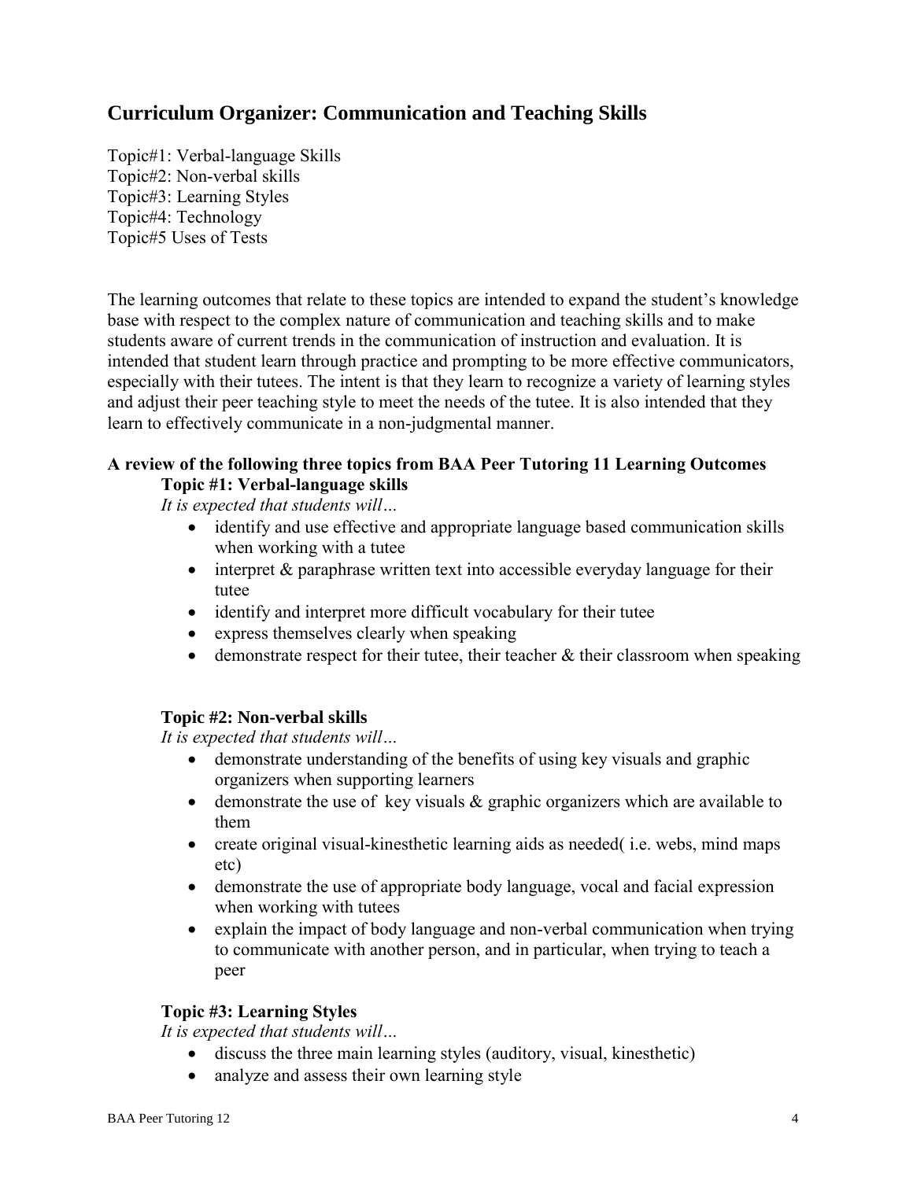## Curriculum Organizer: Communication and Teaching Skills

Topic#1: Verbal-language Skills
Topic#2: Non-verbal skills
Topic#3: Learning Styles
Topic#4: Technology
Topic#5 Uses of Tests

The learning outcomes that relate to these topics are intended to expand the student's knowledge base with respect to the complex nature of communication and teaching skills and to make students aware of current trends in the communication of instruction and evaluation. It is intended that student learn through practice and prompting to be more effective communicators, especially with their tutees. The intent is that they learn to recognize a variety of learning styles and adjust their peer teaching style to meet the needs of the tutee. It is also intended that they learn to effectively communicate in a non-judgmental manner.

**A review of the following three topics from BAA Peer Tutoring 11 Learning Outcomes**

**Topic #1: Verbal-language skills**

*It is expected that students will…*

- identify and use effective and appropriate language based communication skills when working with a tutee
- interpret & paraphrase written text into accessible everyday language for their tutee
- identify and interpret more difficult vocabulary for their tutee
- express themselves clearly when speaking
- demonstrate respect for their tutee, their teacher & their classroom when speaking

**Topic #2: Non-verbal skills**

*It is expected that students will…*

- demonstrate understanding of the benefits of using key visuals and graphic organizers when supporting learners
- demonstrate the use of key visuals & graphic organizers which are available to them
- create original visual-kinesthetic learning aids as needed( i.e. webs, mind maps etc)
- demonstrate the use of appropriate body language, vocal and facial expression when working with tutees
- explain the impact of body language and non-verbal communication when trying to communicate with another person, and in particular, when trying to teach a peer

**Topic #3: Learning Styles**

*It is expected that students will…*

- discuss the three main learning styles (auditory, visual, kinesthetic)
- analyze and assess their own learning style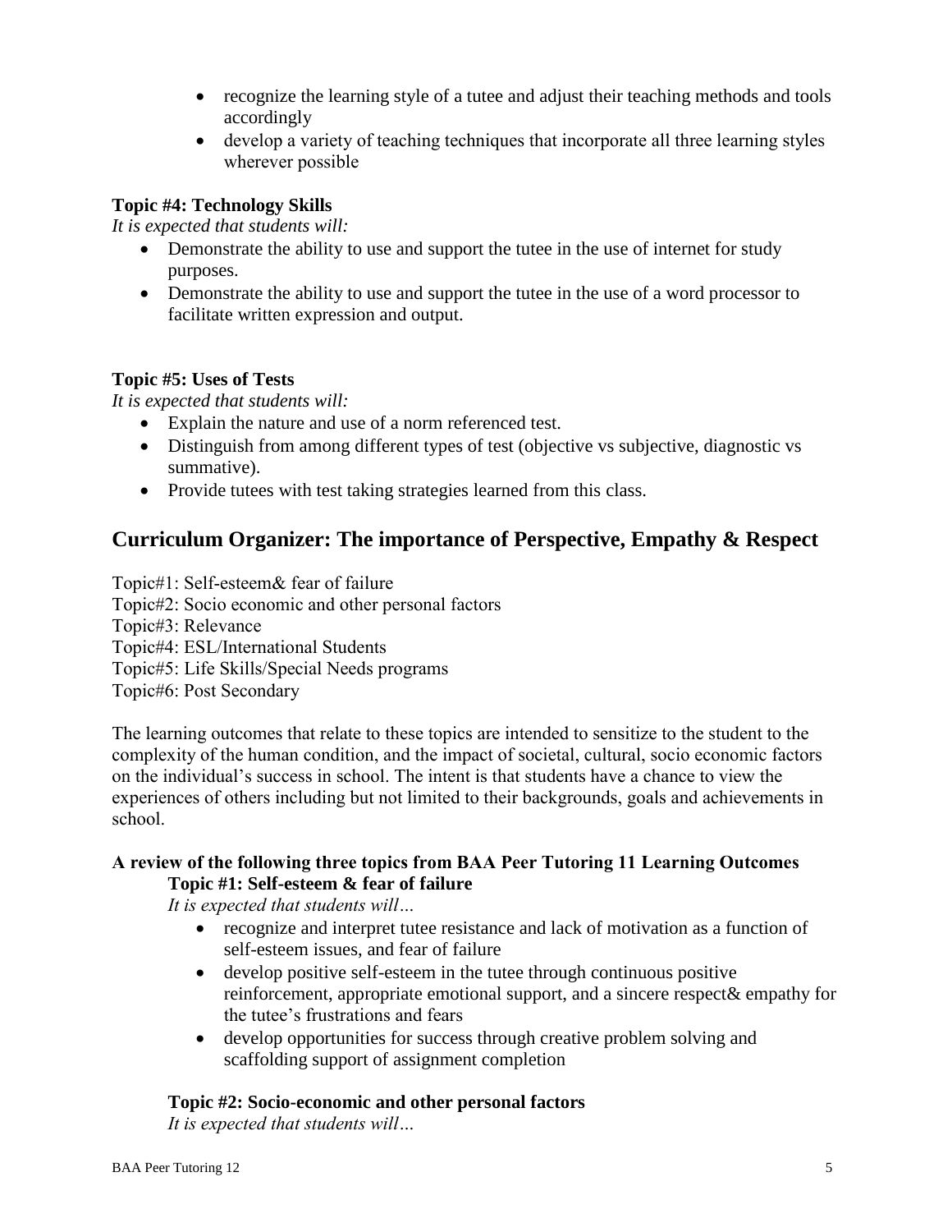- recognize the learning style of a tutee and adjust their teaching methods and tools accordingly
- develop a variety of teaching techniques that incorporate all three learning styles wherever possible

**Topic #4: Technology Skills**

*It is expected that students will:*

- Demonstrate the ability to use and support the tutee in the use of internet for study purposes.
- Demonstrate the ability to use and support the tutee in the use of a word processor to facilitate written expression and output.

**Topic #5: Uses of Tests**

*It is expected that students will:*

- Explain the nature and use of a norm referenced test.
- Distinguish from among different types of test (objective vs subjective, diagnostic vs summative).
- Provide tutees with test taking strategies learned from this class.

## Curriculum Organizer: The importance of Perspective, Empathy & Respect

Topic#1: Self-esteem& fear of failure
Topic#2: Socio economic and other personal factors
Topic#3: Relevance
Topic#4: ESL/International Students
Topic#5: Life Skills/Special Needs programs
Topic#6: Post Secondary

The learning outcomes that relate to these topics are intended to sensitize to the student to the complexity of the human condition, and the impact of societal, cultural, socio economic factors on the individual's success in school. The intent is that students have a chance to view the experiences of others including but not limited to their backgrounds, goals and achievements in school.

**A review of the following three topics from BAA Peer Tutoring 11 Learning Outcomes**

**Topic #1: Self-esteem & fear of failure**

*It is expected that students will…*

- recognize and interpret tutee resistance and lack of motivation as a function of self-esteem issues, and fear of failure
- develop positive self-esteem in the tutee through continuous positive reinforcement, appropriate emotional support, and a sincere respect& empathy for the tutee's frustrations and fears
- develop opportunities for success through creative problem solving and scaffolding support of assignment completion

**Topic #2: Socio-economic and other personal factors**

*It is expected that students will…*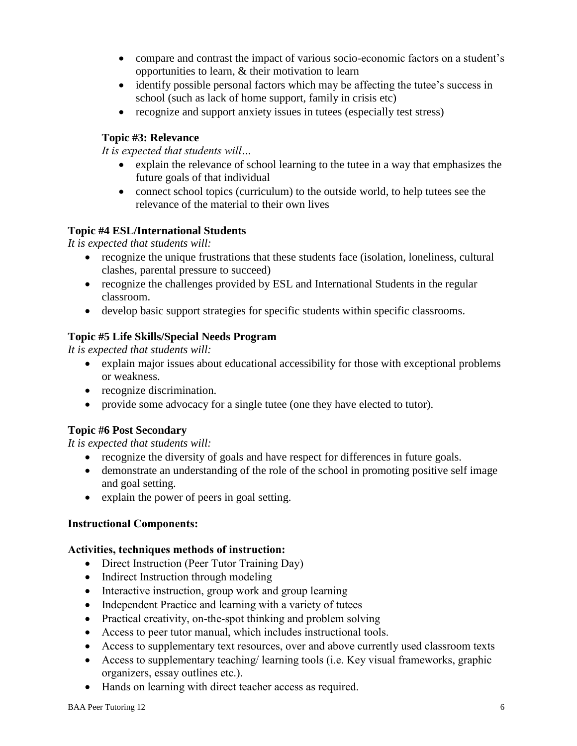- compare and contrast the impact of various socio-economic factors on a student's opportunities to learn, & their motivation to learn
- identify possible personal factors which may be affecting the tutee's success in school (such as lack of home support, family in crisis etc)
- recognize and support anxiety issues in tutees (especially test stress)

**Topic #3: Relevance**

*It is expected that students will…*

- explain the relevance of school learning to the tutee in a way that emphasizes the future goals of that individual
- connect school topics (curriculum) to the outside world, to help tutees see the relevance of the material to their own lives

**Topic #4 ESL/International Students**

*It is expected that students will:*

- recognize the unique frustrations that these students face (isolation, loneliness, cultural clashes, parental pressure to succeed)
- recognize the challenges provided by ESL and International Students in the regular classroom.
- develop basic support strategies for specific students within specific classrooms.

**Topic #5 Life Skills/Special Needs Program**

*It is expected that students will:*

- explain major issues about educational accessibility for those with exceptional problems or weakness.
- recognize discrimination.
- provide some advocacy for a single tutee (one they have elected to tutor).

**Topic #6 Post Secondary**

*It is expected that students will:*

- recognize the diversity of goals and have respect for differences in future goals.
- demonstrate an understanding of the role of the school in promoting positive self image and goal setting.
- explain the power of peers in goal setting.

**Instructional Components:**

**Activities, techniques methods of instruction:**

- Direct Instruction (Peer Tutor Training Day)
- Indirect Instruction through modeling
- Interactive instruction, group work and group learning
- Independent Practice and learning with a variety of tutees
- Practical creativity, on-the-spot thinking and problem solving
- Access to peer tutor manual, which includes instructional tools.
- Access to supplementary text resources, over and above currently used classroom texts
- Access to supplementary teaching/ learning tools (i.e. Key visual frameworks, graphic organizers, essay outlines etc.).
- Hands on learning with direct teacher access as required.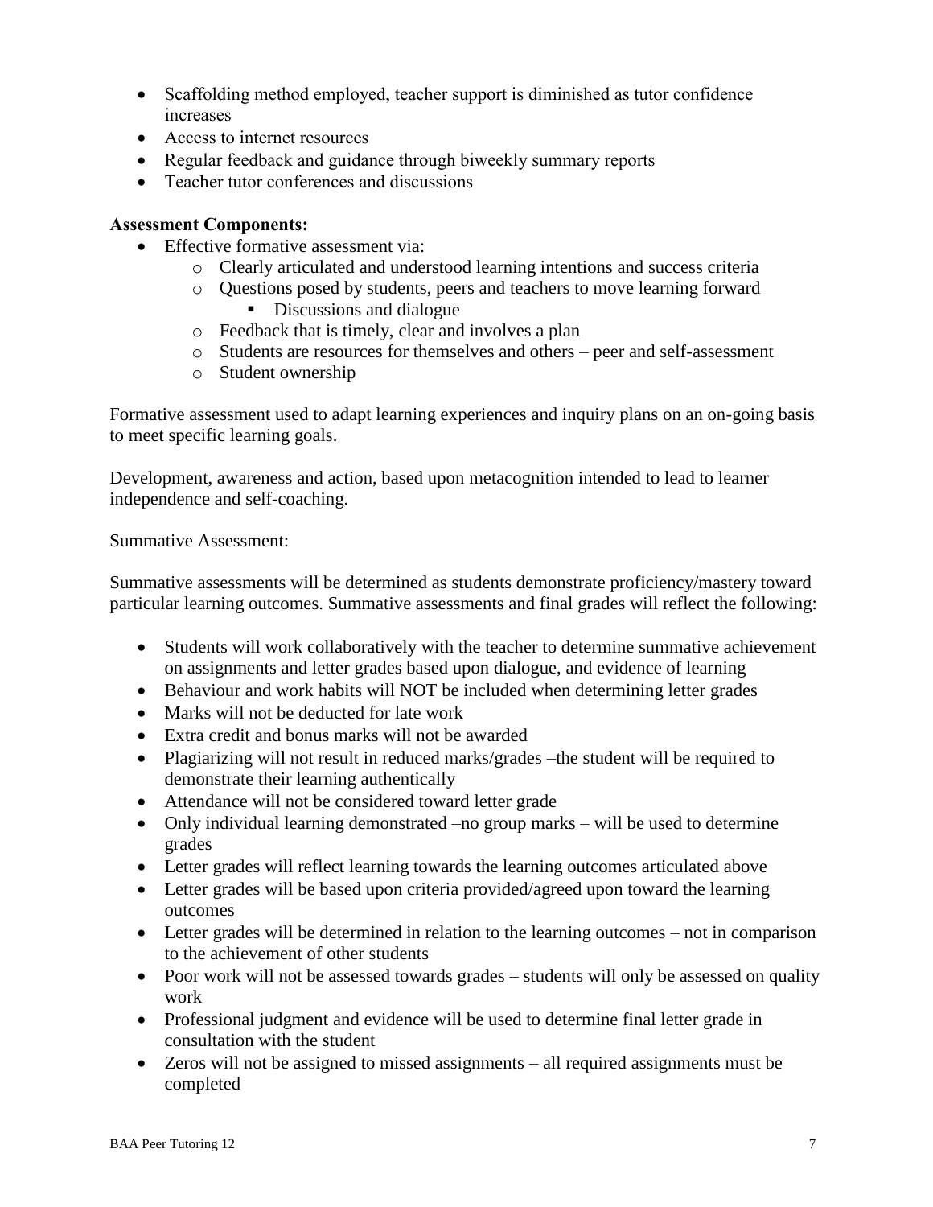- Scaffolding method employed, teacher support is diminished as tutor confidence increases
- Access to internet resources
- Regular feedback and guidance through biweekly summary reports
- Teacher tutor conferences and discussions

**Assessment Components:**

- Effective formative assessment via:
  - Clearly articulated and understood learning intentions and success criteria
  - Questions posed by students, peers and teachers to move learning forward
    - Discussions and dialogue
  - Feedback that is timely, clear and involves a plan
  - Students are resources for themselves and others – peer and self-assessment
  - Student ownership

Formative assessment used to adapt learning experiences and inquiry plans on an on-going basis to meet specific learning goals.

Development, awareness and action, based upon metacognition intended to lead to learner independence and self-coaching.

Summative Assessment:

Summative assessments will be determined as students demonstrate proficiency/mastery toward particular learning outcomes. Summative assessments and final grades will reflect the following:

- Students will work collaboratively with the teacher to determine summative achievement on assignments and letter grades based upon dialogue, and evidence of learning
- Behaviour and work habits will NOT be included when determining letter grades
- Marks will not be deducted for late work
- Extra credit and bonus marks will not be awarded
- Plagiarizing will not result in reduced marks/grades –the student will be required to demonstrate their learning authentically
- Attendance will not be considered toward letter grade
- Only individual learning demonstrated –no group marks – will be used to determine grades
- Letter grades will reflect learning towards the learning outcomes articulated above
- Letter grades will be based upon criteria provided/agreed upon toward the learning outcomes
- Letter grades will be determined in relation to the learning outcomes – not in comparison to the achievement of other students
- Poor work will not be assessed towards grades – students will only be assessed on quality work
- Professional judgment and evidence will be used to determine final letter grade in consultation with the student
- Zeros will not be assigned to missed assignments – all required assignments must be completed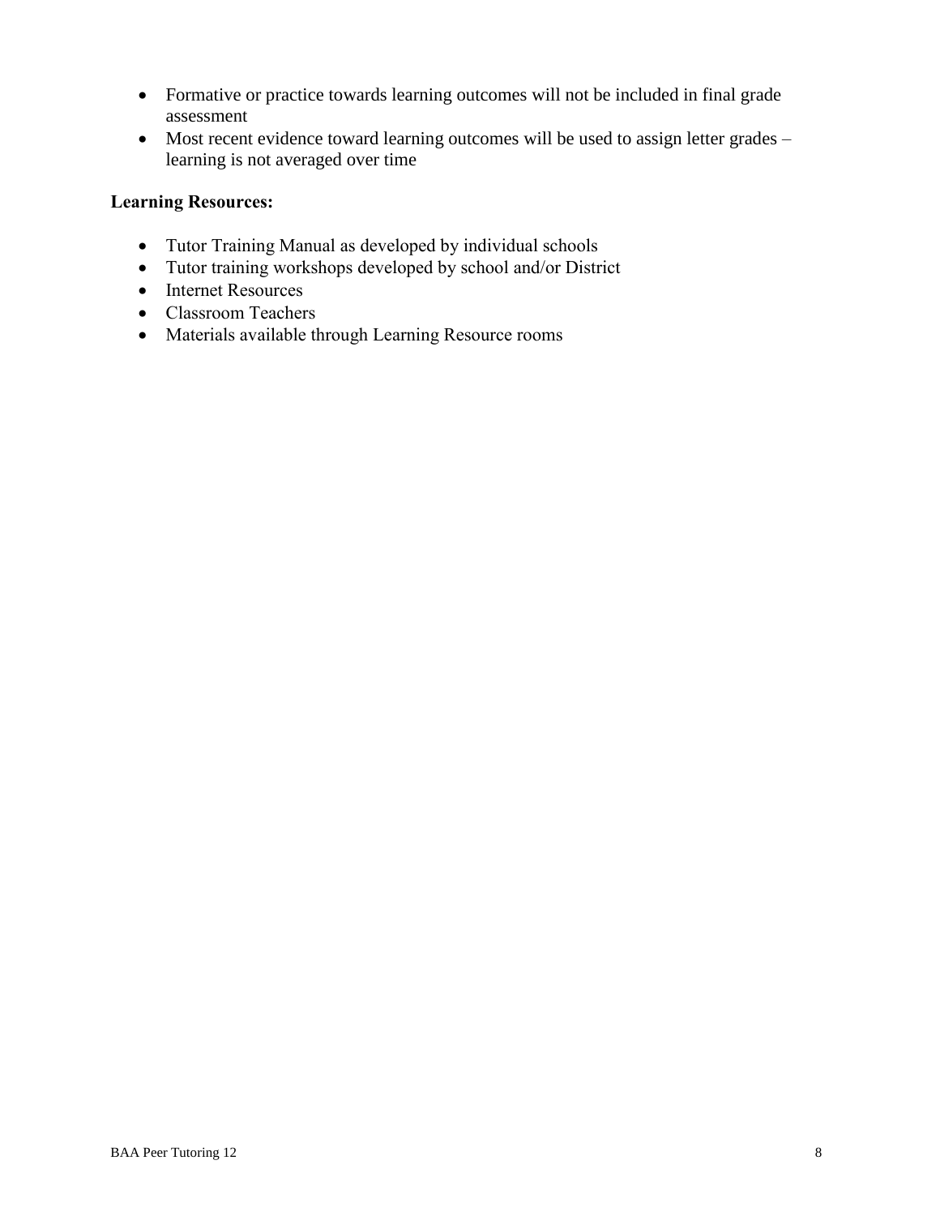- Formative or practice towards learning outcomes will not be included in final grade assessment
- Most recent evidence toward learning outcomes will be used to assign letter grades – learning is not averaged over time

**Learning Resources:**

- Tutor Training Manual as developed by individual schools
- Tutor training workshops developed by school and/or District
- Internet Resources
- Classroom Teachers
- Materials available through Learning Resource rooms